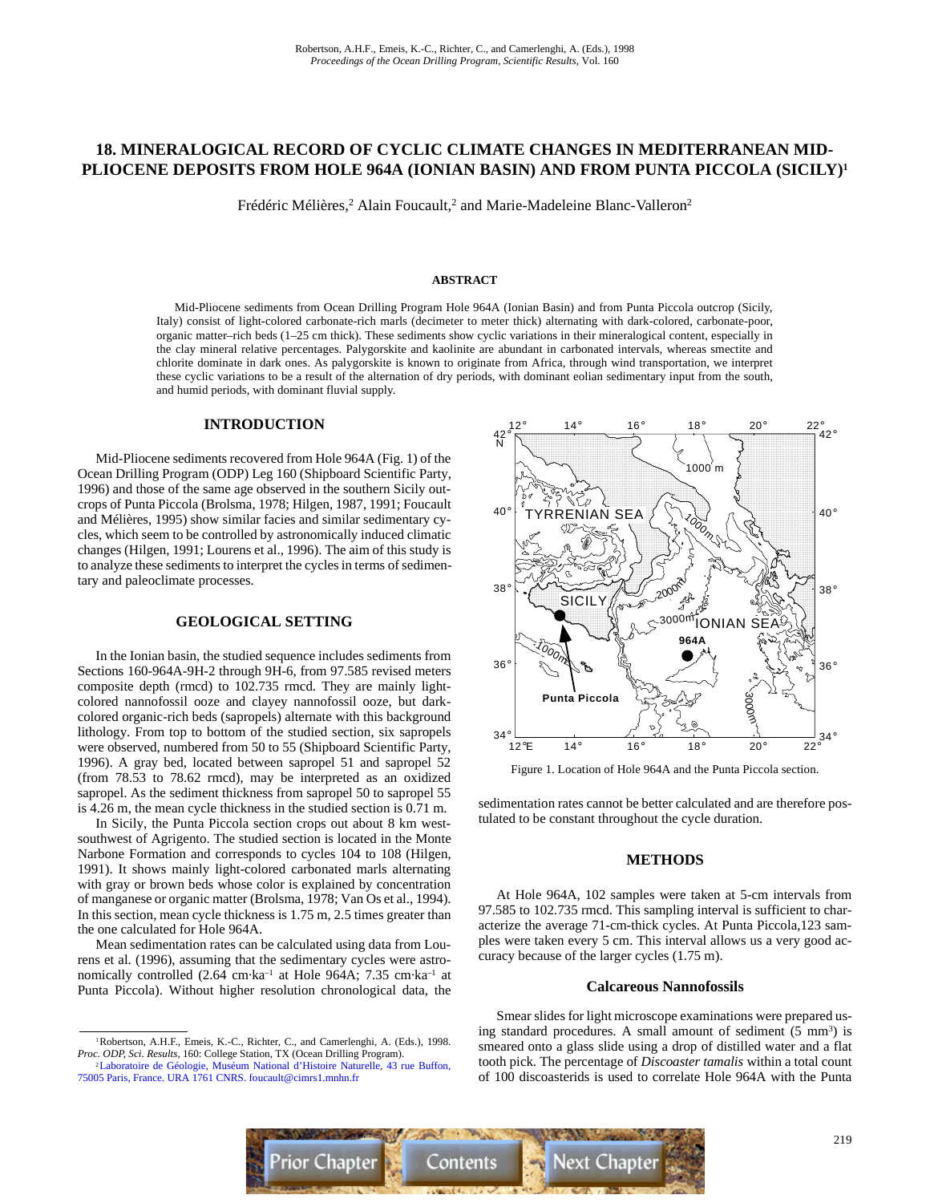# 18. MINERALOGICAL RECORD OF CYCLIC CLIMATE CHANGES IN MEDITERRANEAN MID-PLIOCENE DEPOSITS FROM HOLE 964A (IONIAN BASIN) AND FROM PUNTA PICCOLA (SICILY)[1]

Frédéric Mélières,[2] Alain Foucault,[2] and Marie-Madeleine Blanc-Valleron[2]

## ABSTRACT

Mid-Pliocene sediments from Ocean Drilling Program Hole 964A (Ionian Basin) and from Punta Piccola outcrop (Sicily, Italy) consist of light-colored carbonate-rich marls (decimeter to meter thick) alternating with dark-colored, carbonate-poor, organic matter–rich beds (1–25 cm thick). These sediments show cyclic variations in their mineralogical content, especially in the clay mineral relative percentages. Palygorskite and kaolinite are abundant in carbonated intervals, whereas smectite and chlorite dominate in dark ones. As palygorskite is known to originate from Africa, through wind transportation, we interpret these cyclic variations to be a result of the alternation of dry periods, with dominant eolian sedimentary input from the south, and humid periods, with dominant fluvial supply.

## INTRODUCTION

Mid-Pliocene sediments recovered from Hole 964A (Fig. 1) of the Ocean Drilling Program (ODP) Leg 160 (Shipboard Scientific Party, 1996) and those of the same age observed in the southern Sicily outcrops of Punta Piccola (Brolsma, 1978; Hilgen, 1987, 1991; Foucault and Mélières, 1995) show similar facies and similar sedimentary cycles, which seem to be controlled by astronomically induced climatic changes (Hilgen, 1991; Lourens et al., 1996). The aim of this study is to analyze these sediments to interpret the cycles in terms of sedimentary and paleoclimate processes.

## GEOLOGICAL SETTING

In the Ionian basin, the studied sequence includes sediments from Sections 160-964A-9H-2 through 9H-6, from 97.585 revised meters composite depth (rmcd) to 102.735 rmcd. They are mainly light-colored nannofossil ooze and clayey nannofossil ooze, but dark-colored organic-rich beds (sapropels) alternate with this background lithology. From top to bottom of the studied section, six sapropels were observed, numbered from 50 to 55 (Shipboard Scientific Party, 1996). A gray bed, located between sapropel 51 and sapropel 52 (from 78.53 to 78.62 rmcd), may be interpreted as an oxidized sapropel. As the sediment thickness from sapropel 50 to sapropel 55 is 4.26 m, the mean cycle thickness in the studied section is 0.71 m.

In Sicily, the Punta Piccola section crops out about 8 km west-southwest of Agrigento. The studied section is located in the Monte Narbone Formation and corresponds to cycles 104 to 108 (Hilgen, 1991). It shows mainly light-colored carbonated marls alternating with gray or brown beds whose color is explained by concentration of manganese or organic matter (Brolsma, 1978; Van Os et al., 1994). In this section, mean cycle thickness is 1.75 m, 2.5 times greater than the one calculated for Hole 964A.

Mean sedimentation rates can be calculated using data from Lourens et al. (1996), assuming that the sedimentary cycles were astronomically controlled (2.64 cm·ka$^{-1}$ at Hole 964A; 7.35 cm·ka$^{-1}$ at Punta Piccola). Without higher resolution chronological data, the sedimentation rates cannot be better calculated and are therefore postulated to be constant throughout the cycle duration.

Figure 1. Location of Hole 964A and the Punta Piccola section.

## METHODS

At Hole 964A, 102 samples were taken at 5-cm intervals from 97.585 to 102.735 rmcd. This sampling interval is sufficient to characterize the average 71-cm-thick cycles. At Punta Piccola,123 samples were taken every 5 cm. This interval allows us a very good accuracy because of the larger cycles (1.75 m).

### Calcareous Nannofossils

Smear slides for light microscope examinations were prepared using standard procedures. A small amount of sediment (5 mm$^3$) is smeared onto a glass slide using a drop of distilled water and a flat tooth pick. The percentage of *Discoaster tamalis* within a total count of 100 discoasterids is used to correlate Hole 964A with the Punta

[1]Robertson, A.H.F., Emeis, K.-C., Richter, C., and Camerlenghi, A. (Eds.), 1998. *Proc. ODP, Sci. Results,* 160: College Station, TX (Ocean Drilling Program).

[2]Laboratoire de Géologie, Muséum National d'Histoire Naturelle, 43 rue Buffon, 75005 Paris, France. URA 1761 CNRS. foucault@cimrs1.mnhn.fr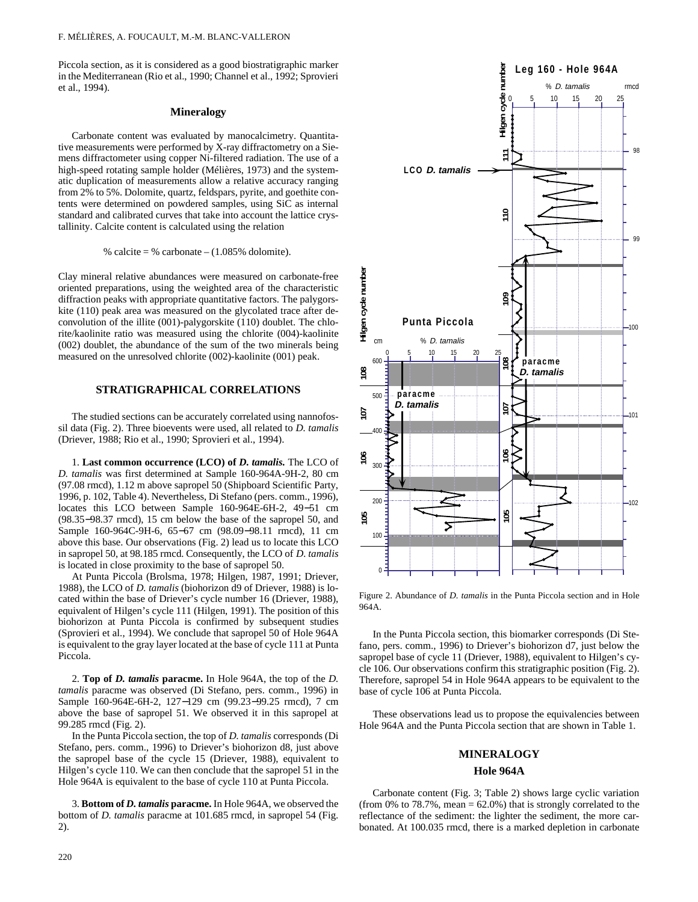Piccola section, as it is considered as a good biostratigraphic marker in the Mediterranean (Rio et al., 1990; Channel et al., 1992; Sprovieri et al., 1994).

### Mineralogy

Carbonate content was evaluated by manocalcimetry. Quantitative measurements were performed by X-ray diffractometry on a Siemens diffractometer using copper Ni-filtered radiation. The use of a high-speed rotating sample holder (Mélières, 1973) and the systematic duplication of measurements allow a relative accuracy ranging from 2% to 5%. Dolomite, quartz, feldspars, pyrite, and goethite contents were determined on powdered samples, using SiC as internal standard and calibrated curves that take into account the lattice crystallinity. Calcite content is calculated using the relation

$$\% \text{ calcite} = \% \text{ carbonate} - (1.085\% \text{ dolomite}).$$

Clay mineral relative abundances were measured on carbonate-free oriented preparations, using the weighted area of the characteristic diffraction peaks with appropriate quantitative factors. The palygorskite (110) peak area was measured on the glycolated trace after deconvolution of the illite (001)-palygorskite (110) doublet. The chlorite/kaolinite ratio was measured using the chlorite (004)-kaolinite (002) doublet, the abundance of the sum of the two minerals being measured on the unresolved chlorite (002)-kaolinite (001) peak.

## STRATIGRAPHICAL CORRELATIONS

The studied sections can be accurately correlated using nannofossil data (Fig. 2). Three bioevents were used, all related to *D. tamalis* (Driever, 1988; Rio et al., 1990; Sprovieri et al., 1994).

1. **Last common occurrence (LCO) of *D. tamalis*.** The LCO of *D. tamalis* was first determined at Sample 160-964A-9H-2, 80 cm (97.08 rmcd), 1.12 m above sapropel 50 (Shipboard Scientific Party, 1996, p. 102, Table 4). Nevertheless, Di Stefano (pers. comm., 1996), locates this LCO between Sample 160-964E-6H-2, 49−51 cm (98.35−98.37 rmcd), 15 cm below the base of the sapropel 50, and Sample 160-964C-9H-6, 65−67 cm (98.09−98.11 rmcd), 11 cm above this base. Our observations (Fig. 2) lead us to locate this LCO in sapropel 50, at 98.185 rmcd. Consequently, the LCO of *D. tamalis* is located in close proximity to the base of sapropel 50.

At Punta Piccola (Brolsma, 1978; Hilgen, 1987, 1991; Driever, 1988), the LCO of *D. tamalis* (biohorizon d9 of Driever, 1988) is located within the base of Driever's cycle number 16 (Driever, 1988), equivalent of Hilgen's cycle 111 (Hilgen, 1991). The position of this biohorizon at Punta Piccola is confirmed by subsequent studies (Sprovieri et al., 1994). We conclude that sapropel 50 of Hole 964A is equivalent to the gray layer located at the base of cycle 111 at Punta Piccola.

2. **Top of *D. tamalis* paracme.** In Hole 964A, the top of the *D. tamalis* paracme was observed (Di Stefano, pers. comm., 1996) in Sample 160-964E-6H-2, 127−129 cm (99.23−99.25 rmcd), 7 cm above the base of sapropel 51. We observed it in this sapropel at 99.285 rmcd (Fig. 2).

In the Punta Piccola section, the top of *D. tamalis* corresponds (Di Stefano, pers. comm., 1996) to Driever's biohorizon d8, just above the sapropel base of the cycle 15 (Driever, 1988), equivalent to Hilgen's cycle 110. We can then conclude that the sapropel 51 in the Hole 964A is equivalent to the base of cycle 110 at Punta Piccola.

3. **Bottom of *D. tamalis* paracme.** In Hole 964A, we observed the bottom of *D. tamalis* paracme at 101.685 rmcd, in sapropel 54 (Fig. 2).

Figure 2. Abundance of *D. tamalis* in the Punta Piccola section and in Hole 964A.

In the Punta Piccola section, this biomarker corresponds (Di Stefano, pers. comm., 1996) to Driever's biohorizon d7, just below the sapropel base of cycle 11 (Driever, 1988), equivalent to Hilgen's cycle 106. Our observations confirm this stratigraphic position (Fig. 2). Therefore, sapropel 54 in Hole 964A appears to be equivalent to the base of cycle 106 at Punta Piccola.

These observations lead us to propose the equivalencies between Hole 964A and the Punta Piccola section that are shown in Table 1.

## MINERALOGY

### Hole 964A

Carbonate content (Fig. 3; Table 2) shows large cyclic variation (from 0% to 78.7%, mean = 62.0%) that is strongly correlated to the reflectance of the sediment: the lighter the sediment, the more carbonated. At 100.035 rmcd, there is a marked depletion in carbonate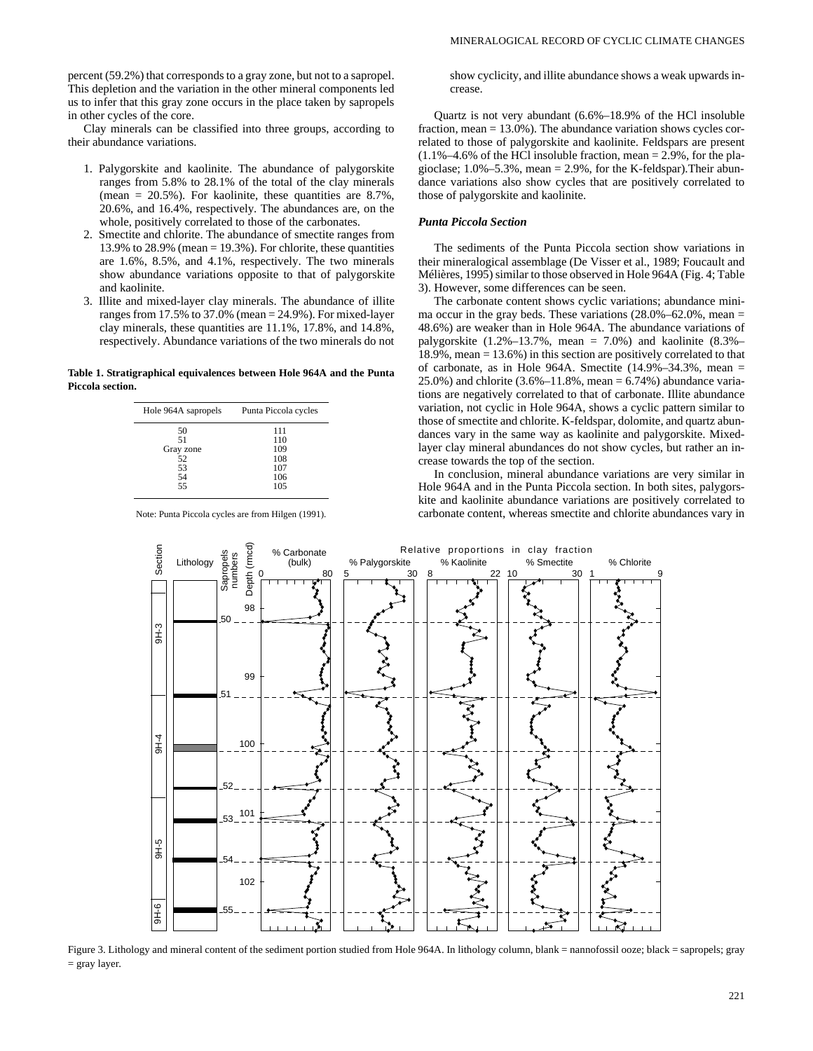percent (59.2%) that corresponds to a gray zone, but not to a sapropel. This depletion and the variation in the other mineral components led us to infer that this gray zone occurs in the place taken by sapropels in other cycles of the core.

Clay minerals can be classified into three groups, according to their abundance variations.

1. Palygorskite and kaolinite. The abundance of palygorskite ranges from 5.8% to 28.1% of the total of the clay minerals (mean = 20.5%). For kaolinite, these quantities are 8.7%, 20.6%, and 16.4%, respectively. The abundances are, on the whole, positively correlated to those of the carbonates.
2. Smectite and chlorite. The abundance of smectite ranges from 13.9% to 28.9% (mean = 19.3%). For chlorite, these quantities are 1.6%, 8.5%, and 4.1%, respectively. The two minerals show abundance variations opposite to that of palygorskite and kaolinite.
3. Illite and mixed-layer clay minerals. The abundance of illite ranges from 17.5% to 37.0% (mean = 24.9%). For mixed-layer clay minerals, these quantities are 11.1%, 17.8%, and 14.8%, respectively. Abundance variations of the two minerals do not show cyclicity, and illite abundance shows a weak upwards increase.

Quartz is not very abundant (6.6%–18.9% of the HCl insoluble fraction, mean = 13.0%). The abundance variation shows cycles correlated to those of palygorskite and kaolinite. Feldspars are present (1.1%–4.6% of the HCl insoluble fraction, mean = 2.9%, for the plagioclase; 1.0%–5.3%, mean = 2.9%, for the K-feldspar).Their abundance variations also show cycles that are positively correlated to those of palygorskite and kaolinite.

**Table 1. Stratigraphical equivalences between Hole 964A and the Punta Piccola section.**

| Hole 964A sapropels | Punta Piccola cycles |
|---|---|
| 50 | 111 |
| 51 | 110 |
| Gray zone | 109 |
| 52 | 108 |
| 53 | 107 |
| 54 | 106 |
| 55 | 105 |

Note: Punta Piccola cycles are from Hilgen (1991).

### *Punta Piccola Section*

The sediments of the Punta Piccola section show variations in their mineralogical assemblage (De Visser et al., 1989; Foucault and Mélières, 1995) similar to those observed in Hole 964A (Fig. 4; Table 3). However, some differences can be seen.

The carbonate content shows cyclic variations; abundance minima occur in the gray beds. These variations (28.0%–62.0%, mean = 48.6%) are weaker than in Hole 964A. The abundance variations of palygorskite (1.2%–13.7%, mean = 7.0%) and kaolinite (8.3%–18.9%, mean = 13.6%) in this section are positively correlated to that of carbonate, as in Hole 964A. Smectite (14.9%–34.3%, mean = 25.0%) and chlorite (3.6%–11.8%, mean = 6.74%) abundance variations are negatively correlated to that of carbonate. Illite abundance variation, not cyclic in Hole 964A, shows a cyclic pattern similar to those of smectite and chlorite. K-feldspar, dolomite, and quartz abundances vary in the same way as kaolinite and palygorskite. Mixed-layer clay mineral abundances do not show cycles, but rather an increase towards the top of the section.

In conclusion, mineral abundance variations are very similar in Hole 964A and in the Punta Piccola section. In both sites, palygorskite and kaolinite abundance variations are positively correlated to carbonate content, whereas smectite and chlorite abundances vary in

Figure 3. Lithology and mineral content of the sediment portion studied from Hole 964A. In lithology column, blank = nannofossil ooze; black = sapropels; gray = gray layer.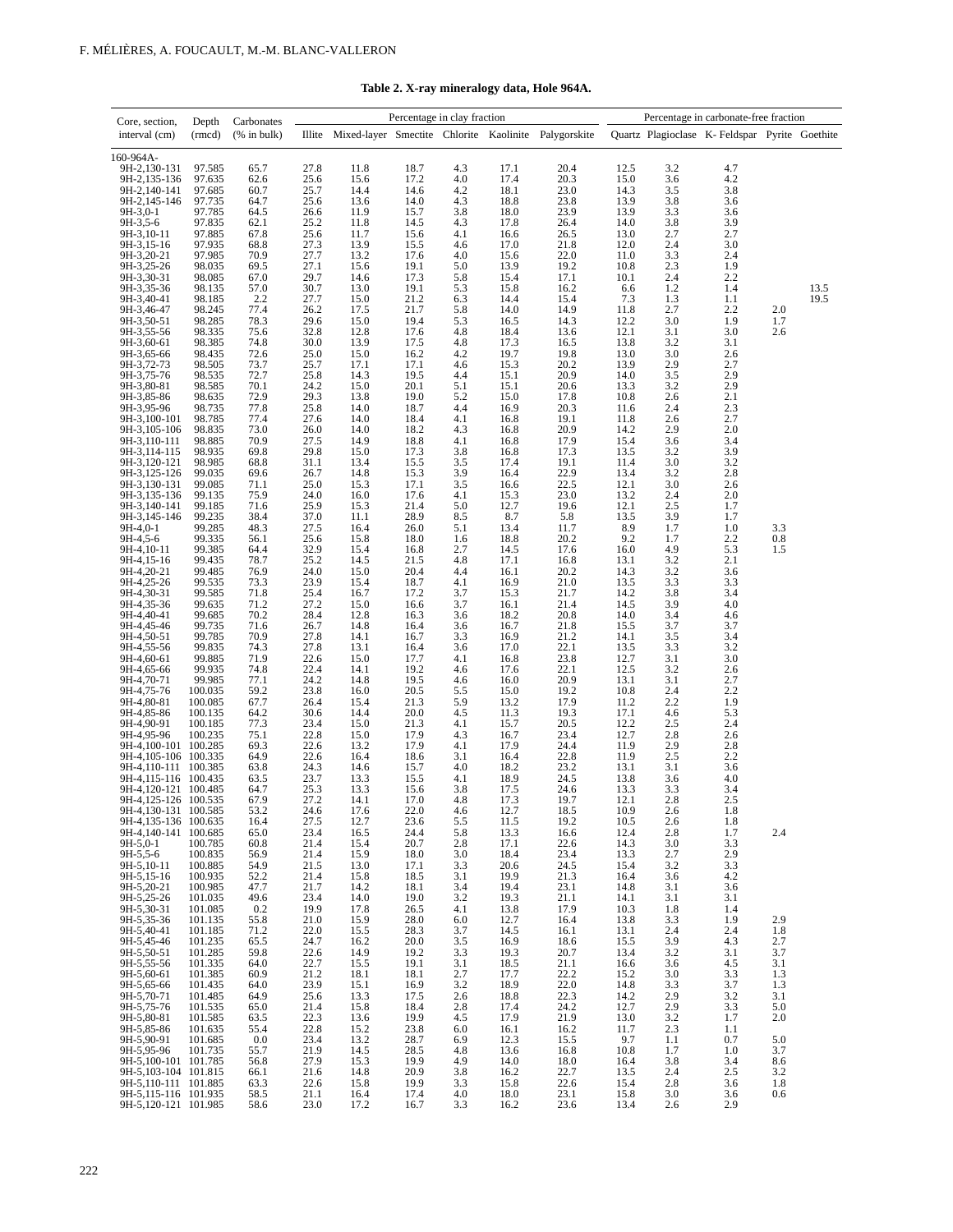**Table 2. X-ray mineralogy data, Hole 964A.**

| Core, section, interval (cm) | Depth (rmcd) | Carbonates (% in bulk) | Percentage in clay fraction | | | | | | Percentage in carbonate-free fraction | | | | |
|---|---|---|---|---|---|---|---|---|---|---|---|---|---|
| | | | Illite | Mixed-layer | Smectite | Chlorite | Kaolinite | Palygorskite | Quartz | Plagioclase | K-Feldspar | Pyrite | Goethite |
| 160-964A- | | | | | | | | | | | | | |
| 9H-2,130-131 | 97.585 | 65.7 | 27.8 | 11.8 | 18.7 | 4.3 | 17.1 | 20.4 | 12.5 | 3.2 | 4.7 | | |
| 9H-2,135-136 | 97.635 | 62.6 | 25.6 | 15.6 | 17.2 | 4.0 | 17.4 | 20.3 | 15.0 | 3.6 | 4.2 | | |
| 9H-2,140-141 | 97.685 | 60.7 | 25.7 | 14.4 | 14.6 | 4.2 | 18.1 | 23.0 | 14.3 | 3.5 | 3.8 | | |
| 9H-2,145-146 | 97.735 | 64.7 | 25.6 | 13.6 | 14.0 | 4.3 | 18.8 | 23.8 | 13.9 | 3.8 | 3.6 | | |
| 9H-3,0-1 | 97.785 | 64.5 | 26.6 | 11.9 | 15.7 | 3.8 | 18.0 | 23.9 | 13.9 | 3.3 | 3.6 | | |
| 9H-3,5-6 | 97.835 | 62.1 | 25.2 | 11.8 | 14.5 | 4.3 | 17.8 | 26.4 | 14.0 | 3.8 | 3.9 | | |
| 9H-3,10-11 | 97.885 | 67.8 | 25.6 | 11.7 | 15.6 | 4.1 | 16.6 | 26.5 | 13.0 | 2.7 | 2.7 | | |
| 9H-3,15-16 | 97.935 | 68.8 | 27.3 | 13.9 | 15.5 | 4.6 | 17.0 | 21.8 | 12.0 | 2.4 | 3.0 | | |
| 9H-3,20-21 | 97.985 | 70.9 | 27.7 | 13.2 | 17.6 | 4.0 | 15.6 | 22.0 | 11.0 | 3.3 | 2.4 | | |
| 9H-3,25-26 | 98.035 | 69.5 | 27.1 | 15.6 | 19.1 | 5.0 | 13.9 | 19.2 | 10.8 | 2.3 | 1.9 | | |
| 9H-3,30-31 | 98.085 | 67.0 | 29.7 | 14.6 | 17.3 | 5.8 | 15.4 | 17.1 | 10.1 | 2.4 | 2.2 | | |
| 9H-3,35-36 | 98.135 | 57.0 | 30.7 | 13.0 | 19.1 | 5.3 | 15.8 | 16.2 | 6.6 | 1.2 | 1.4 | | 13.5 |
| 9H-3,40-41 | 98.185 | 2.2 | 27.7 | 15.0 | 21.2 | 6.3 | 14.4 | 15.4 | 7.3 | 1.3 | 1.1 | | 19.5 |
| 9H-3,46-47 | 98.245 | 77.4 | 26.2 | 17.5 | 21.7 | 5.8 | 14.0 | 14.9 | 11.8 | 2.7 | 2.2 | 2.0 | |
| 9H-3,50-51 | 98.285 | 78.3 | 29.6 | 15.0 | 19.4 | 5.3 | 16.5 | 14.3 | 12.2 | 3.0 | 1.9 | 1.7 | |
| 9H-3,55-56 | 98.335 | 75.6 | 32.8 | 12.8 | 17.6 | 4.8 | 18.4 | 13.6 | 12.1 | 3.1 | 3.0 | 2.6 | |
| 9H-3,60-61 | 98.385 | 74.8 | 30.0 | 13.9 | 17.5 | 4.8 | 17.3 | 16.5 | 13.8 | 3.2 | 3.1 | | |
| 9H-3,65-66 | 98.435 | 72.6 | 25.0 | 15.0 | 16.2 | 4.2 | 19.7 | 19.8 | 13.0 | 3.0 | 2.6 | | |
| 9H-3,72-73 | 98.505 | 73.7 | 25.7 | 17.1 | 17.1 | 4.6 | 15.3 | 20.2 | 13.9 | 2.9 | 2.7 | | |
| 9H-3,75-76 | 98.535 | 72.7 | 25.8 | 14.3 | 19.5 | 4.4 | 15.1 | 20.9 | 14.0 | 3.5 | 2.9 | | |
| 9H-3,80-81 | 98.585 | 70.1 | 24.2 | 15.0 | 20.1 | 5.1 | 15.1 | 20.6 | 13.3 | 3.2 | 2.9 | | |
| 9H-3,85-86 | 98.635 | 72.9 | 29.3 | 13.8 | 19.0 | 5.2 | 15.0 | 17.8 | 10.8 | 2.6 | 2.1 | | |
| 9H-3,95-96 | 98.735 | 77.8 | 25.8 | 14.0 | 18.7 | 4.4 | 16.9 | 20.3 | 11.6 | 2.4 | 2.3 | | |
| 9H-3,100-101 | 98.785 | 77.4 | 27.6 | 14.0 | 18.4 | 4.1 | 16.8 | 19.1 | 11.8 | 2.6 | 2.7 | | |
| 9H-3,105-106 | 98.835 | 73.0 | 26.0 | 14.0 | 18.2 | 4.3 | 16.8 | 20.9 | 14.2 | 2.9 | 2.0 | | |
| 9H-3,110-111 | 98.885 | 70.9 | 27.5 | 14.9 | 18.8 | 4.1 | 16.8 | 17.9 | 15.4 | 3.6 | 3.4 | | |
| 9H-3,114-115 | 98.935 | 69.8 | 29.8 | 15.0 | 17.3 | 3.8 | 16.8 | 17.3 | 13.5 | 3.2 | 3.9 | | |
| 9H-3,120-121 | 98.985 | 68.8 | 31.1 | 13.4 | 15.5 | 3.5 | 17.4 | 19.1 | 11.4 | 3.0 | 3.2 | | |
| 9H-3,125-126 | 99.035 | 69.6 | 26.7 | 14.8 | 15.3 | 3.9 | 16.4 | 22.9 | 13.4 | 3.2 | 2.8 | | |
| 9H-3,130-131 | 99.085 | 71.1 | 25.0 | 15.3 | 17.1 | 3.5 | 16.6 | 22.5 | 12.1 | 3.0 | 2.6 | | |
| 9H-3,135-136 | 99.135 | 75.9 | 24.0 | 16.0 | 17.6 | 4.1 | 15.3 | 23.0 | 13.2 | 2.4 | 2.0 | | |
| 9H-3,140-141 | 99.185 | 71.6 | 25.9 | 15.3 | 21.4 | 5.0 | 12.7 | 19.6 | 12.1 | 2.5 | 1.7 | | |
| 9H-3,145-146 | 99.235 | 38.4 | 37.0 | 11.1 | 28.9 | 8.5 | 8.7 | 5.8 | 13.5 | 3.9 | 1.7 | | |
| 9H-4,0-1 | 99.285 | 48.3 | 27.5 | 16.4 | 26.0 | 5.1 | 13.4 | 11.7 | 8.9 | 1.7 | 1.0 | 3.3 | |
| 9H-4,5-6 | 99.335 | 56.1 | 25.6 | 15.8 | 18.0 | 1.6 | 18.8 | 20.2 | 9.2 | 1.7 | 2.2 | 0.8 | |
| 9H-4,10-11 | 99.385 | 64.4 | 32.9 | 15.4 | 16.8 | 2.7 | 14.5 | 17.6 | 16.0 | 4.9 | 5.3 | 1.5 | |
| 9H-4,15-16 | 99.435 | 78.7 | 25.2 | 14.5 | 21.5 | 4.8 | 17.1 | 16.8 | 13.1 | 3.2 | 2.1 | | |
| 9H-4,20-21 | 99.485 | 76.9 | 24.0 | 15.0 | 20.4 | 4.4 | 16.1 | 20.2 | 14.3 | 3.2 | 3.6 | | |
| 9H-4,25-26 | 99.535 | 73.3 | 23.9 | 15.4 | 18.7 | 4.1 | 16.9 | 21.0 | 13.5 | 3.3 | 3.3 | | |
| 9H-4,30-31 | 99.585 | 71.8 | 25.4 | 16.7 | 17.2 | 3.7 | 15.3 | 21.7 | 14.2 | 3.8 | 3.4 | | |
| 9H-4,35-36 | 99.635 | 71.2 | 27.2 | 15.0 | 16.6 | 3.7 | 16.1 | 21.4 | 14.5 | 3.9 | 4.0 | | |
| 9H-4,40-41 | 99.685 | 70.2 | 28.4 | 12.8 | 16.3 | 3.6 | 18.2 | 20.8 | 14.0 | 3.4 | 4.6 | | |
| 9H-4,45-46 | 99.735 | 71.6 | 26.7 | 14.8 | 16.4 | 3.6 | 16.7 | 21.8 | 15.5 | 3.7 | 3.7 | | |
| 9H-4,50-51 | 99.785 | 70.9 | 27.8 | 14.1 | 16.7 | 3.3 | 16.9 | 21.2 | 14.1 | 3.5 | 3.4 | | |
| 9H-4,55-56 | 99.835 | 74.3 | 27.8 | 13.1 | 16.4 | 3.6 | 17.0 | 22.1 | 13.5 | 3.3 | 3.2 | | |
| 9H-4,60-61 | 99.885 | 71.9 | 22.6 | 15.0 | 17.7 | 4.1 | 16.8 | 23.8 | 12.7 | 3.1 | 3.0 | | |
| 9H-4,65-66 | 99.935 | 74.8 | 22.4 | 14.1 | 19.2 | 4.6 | 17.6 | 22.1 | 12.5 | 3.2 | 2.6 | | |
| 9H-4,70-71 | 99.985 | 77.1 | 24.2 | 14.8 | 19.5 | 4.6 | 16.0 | 20.9 | 13.1 | 3.1 | 2.7 | | |
| 9H-4,75-76 | 100.035 | 59.2 | 23.8 | 16.0 | 20.5 | 5.5 | 15.0 | 19.2 | 10.8 | 2.4 | 2.2 | | |
| 9H-4,80-81 | 100.085 | 67.7 | 26.4 | 15.4 | 21.3 | 5.9 | 13.2 | 17.9 | 11.2 | 2.2 | 1.9 | | |
| 9H-4,85-86 | 100.135 | 64.2 | 30.6 | 14.4 | 20.0 | 4.5 | 11.3 | 19.3 | 17.1 | 4.6 | 5.3 | | |
| 9H-4,90-91 | 100.185 | 77.3 | 23.4 | 15.0 | 21.3 | 4.1 | 15.7 | 20.5 | 12.2 | 2.5 | 2.4 | | |
| 9H-4,95-96 | 100.235 | 75.1 | 22.8 | 15.0 | 17.9 | 4.3 | 16.7 | 23.4 | 12.7 | 2.8 | 2.6 | | |
| 9H-4,100-101 | 100.285 | 69.3 | 22.6 | 13.2 | 17.9 | 4.1 | 17.9 | 24.4 | 11.9 | 2.9 | 2.8 | | |
| 9H-4,105-106 | 100.335 | 64.9 | 22.6 | 16.4 | 18.6 | 3.1 | 16.4 | 22.8 | 11.9 | 2.5 | 2.2 | | |
| 9H-4,110-111 | 100.385 | 63.8 | 24.3 | 14.6 | 15.7 | 4.0 | 18.2 | 23.2 | 13.1 | 3.1 | 3.6 | | |
| 9H-4,115-116 | 100.435 | 63.5 | 23.7 | 13.3 | 15.5 | 4.1 | 18.9 | 24.5 | 13.8 | 3.6 | 4.0 | | |
| 9H-4,120-121 | 100.485 | 64.7 | 25.3 | 13.3 | 15.6 | 3.8 | 17.5 | 24.6 | 13.3 | 3.3 | 3.4 | | |
| 9H-4,125-126 | 100.535 | 67.9 | 27.2 | 14.1 | 17.0 | 4.8 | 17.3 | 19.7 | 12.1 | 2.8 | 2.5 | | |
| 9H-4,130-131 | 100.585 | 53.2 | 24.6 | 17.6 | 22.0 | 4.6 | 12.7 | 18.5 | 10.9 | 2.6 | 1.8 | | |
| 9H-4,135-136 | 100.635 | 16.4 | 27.5 | 12.7 | 23.6 | 5.5 | 11.5 | 19.2 | 10.5 | 2.6 | 1.8 | | |
| 9H-4,140-141 | 100.685 | 65.0 | 23.4 | 16.5 | 24.4 | 5.8 | 13.3 | 16.6 | 12.4 | 2.8 | 1.7 | 2.4 | |
| 9H-5,0-1 | 100.785 | 60.8 | 21.4 | 15.4 | 20.7 | 2.8 | 17.1 | 22.6 | 14.3 | 3.0 | 3.3 | | |
| 9H-5,5-6 | 100.835 | 56.9 | 21.4 | 15.9 | 18.0 | 3.0 | 18.4 | 23.4 | 13.3 | 2.7 | 2.9 | | |
| 9H-5,10-11 | 100.885 | 54.9 | 21.5 | 13.0 | 17.1 | 3.3 | 20.6 | 24.5 | 15.4 | 3.2 | 3.3 | | |
| 9H-5,15-16 | 100.935 | 52.2 | 21.4 | 15.8 | 18.5 | 3.1 | 19.9 | 21.3 | 16.4 | 3.6 | 4.2 | | |
| 9H-5,20-21 | 100.985 | 47.7 | 21.7 | 14.2 | 18.1 | 3.4 | 19.4 | 23.1 | 14.8 | 3.1 | 3.6 | | |
| 9H-5,25-26 | 101.035 | 49.6 | 23.4 | 14.0 | 19.0 | 3.2 | 19.3 | 21.1 | 14.1 | 3.1 | 3.1 | | |
| 9H-5,30-31 | 101.085 | 0.2 | 19.9 | 17.8 | 26.5 | 4.1 | 13.8 | 17.9 | 10.3 | 1.8 | 1.4 | | |
| 9H-5,35-36 | 101.135 | 55.8 | 21.0 | 15.9 | 28.0 | 6.0 | 12.7 | 16.4 | 13.8 | 3.3 | 1.9 | 2.9 | |
| 9H-5,40-41 | 101.185 | 71.2 | 22.0 | 15.5 | 28.3 | 3.7 | 14.5 | 16.1 | 13.1 | 2.4 | 2.4 | 1.8 | |
| 9H-5,45-46 | 101.235 | 65.5 | 24.7 | 16.2 | 20.0 | 3.5 | 16.9 | 18.6 | 15.5 | 3.9 | 4.3 | 2.7 | |
| 9H-5,50-51 | 101.285 | 59.8 | 22.6 | 14.9 | 19.2 | 3.3 | 19.3 | 20.7 | 13.4 | 3.2 | 3.1 | 3.7 | |
| 9H-5,55-56 | 101.335 | 64.0 | 22.7 | 15.5 | 19.1 | 3.1 | 18.5 | 21.1 | 16.6 | 3.6 | 4.5 | 3.1 | |
| 9H-5,60-61 | 101.385 | 60.9 | 21.2 | 18.1 | 18.1 | 2.7 | 17.7 | 22.2 | 15.2 | 3.0 | 3.3 | 1.3 | |
| 9H-5,65-66 | 101.435 | 64.0 | 23.9 | 15.1 | 16.9 | 3.2 | 18.9 | 22.0 | 14.8 | 3.3 | 3.7 | 1.3 | |
| 9H-5,70-71 | 101.485 | 64.9 | 25.6 | 13.3 | 17.5 | 2.6 | 18.8 | 22.3 | 14.2 | 2.9 | 3.2 | 3.1 | |
| 9H-5,75-76 | 101.535 | 65.0 | 21.4 | 15.8 | 18.4 | 2.8 | 17.4 | 24.2 | 12.7 | 2.9 | 3.3 | 5.0 | |
| 9H-5,80-81 | 101.585 | 63.5 | 22.3 | 13.6 | 19.9 | 4.5 | 17.9 | 21.9 | 13.0 | 3.2 | 1.7 | 2.0 | |
| 9H-5,85-86 | 101.635 | 55.4 | 22.8 | 15.2 | 23.8 | 6.0 | 16.1 | 16.2 | 11.7 | 2.3 | 1.1 | | |
| 9H-5,90-91 | 101.685 | 0.0 | 23.4 | 13.2 | 28.7 | 6.9 | 12.3 | 15.5 | 9.7 | 1.1 | 0.7 | 5.0 | |
| 9H-5,95-96 | 101.735 | 55.7 | 21.9 | 14.5 | 28.5 | 4.8 | 13.6 | 16.8 | 10.8 | 1.7 | 1.0 | 3.7 | |
| 9H-5,100-101 | 101.785 | 56.8 | 27.9 | 15.3 | 19.9 | 4.9 | 14.0 | 18.0 | 16.4 | 3.8 | 3.4 | 8.6 | |
| 9H-5,103-104 | 101.815 | 66.1 | 21.6 | 14.8 | 20.9 | 3.8 | 16.2 | 22.7 | 13.5 | 2.4 | 2.5 | 3.2 | |
| 9H-5,110-111 | 101.885 | 63.3 | 22.6 | 15.8 | 19.9 | 3.3 | 15.8 | 22.6 | 15.4 | 2.8 | 3.6 | 1.8 | |
| 9H-5,115-116 | 101.935 | 58.5 | 21.1 | 16.4 | 17.4 | 4.0 | 18.0 | 23.1 | 15.8 | 3.0 | 3.6 | 0.6 | |
| 9H-5,120-121 | 101.985 | 58.6 | 23.0 | 17.2 | 16.7 | 3.3 | 16.2 | 23.6 | 13.4 | 2.6 | 2.9 | | |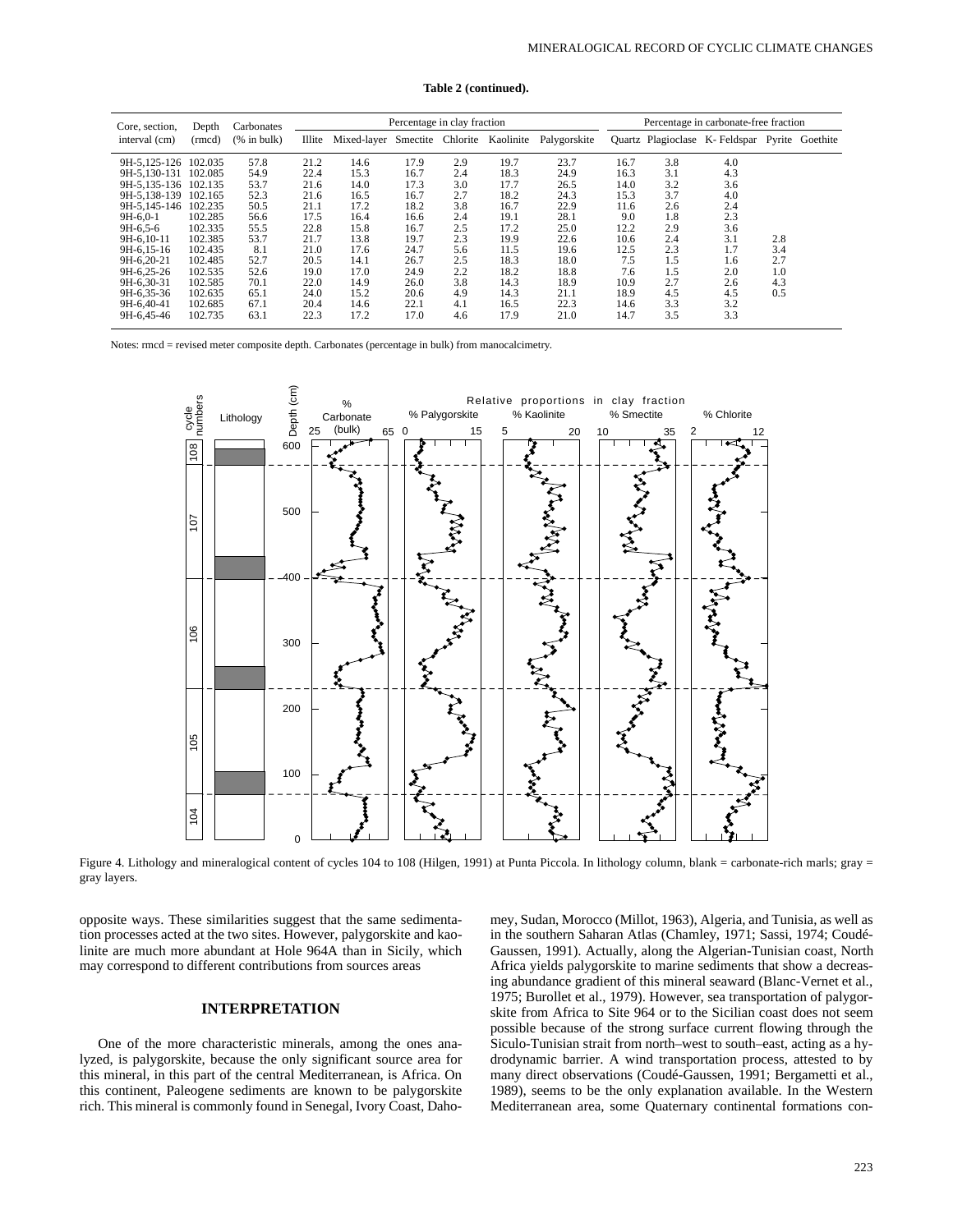**Table 2 (continued).**

| Core, section, interval (cm) | Depth (rmcd) | Carbonates (% in bulk) | Percentage in clay fraction | | | | | | Percentage in carbonate-free fraction | | | | |
|---|---|---|---|---|---|---|---|---|---|---|---|---|---|
| | | | Illite | Mixed-layer | Smectite | Chlorite | Kaolinite | Palygorskite | Quartz | Plagioclase | K-Feldspar | Pyrite | Goethite |
| 9H-5,125-126 | 102.035 | 57.8 | 21.2 | 14.6 | 17.9 | 2.9 | 19.7 | 23.7 | 16.7 | 3.8 | 4.0 | | |
| 9H-5,130-131 | 102.085 | 54.9 | 22.4 | 15.3 | 16.7 | 2.4 | 18.3 | 24.9 | 16.3 | 3.1 | 4.3 | | |
| 9H-5,135-136 | 102.135 | 53.7 | 21.6 | 14.0 | 17.3 | 3.0 | 17.7 | 26.5 | 14.0 | 3.2 | 3.6 | | |
| 9H-5,138-139 | 102.165 | 52.3 | 21.6 | 16.5 | 16.7 | 2.7 | 18.2 | 24.3 | 15.3 | 3.7 | 4.0 | | |
| 9H-5,145-146 | 102.235 | 50.5 | 21.1 | 17.2 | 18.2 | 3.8 | 16.7 | 22.9 | 11.6 | 2.6 | 2.4 | | |
| 9H-6,0-1 | 102.285 | 56.6 | 17.5 | 16.4 | 16.6 | 2.4 | 19.1 | 28.1 | 9.0 | 1.8 | 2.3 | | |
| 9H-6,5-6 | 102.335 | 55.5 | 22.8 | 15.8 | 16.7 | 2.5 | 17.2 | 25.0 | 12.2 | 2.9 | 3.6 | | |
| 9H-6,10-11 | 102.385 | 53.7 | 21.7 | 13.8 | 19.7 | 2.3 | 19.9 | 22.6 | 10.6 | 2.4 | 3.1 | 2.8 | |
| 9H-6,15-16 | 102.435 | 8.1 | 21.0 | 17.6 | 24.7 | 5.6 | 11.5 | 19.6 | 12.5 | 2.3 | 1.7 | 3.4 | |
| 9H-6,20-21 | 102.485 | 52.7 | 20.5 | 14.1 | 26.7 | 2.5 | 18.3 | 18.0 | 7.5 | 1.5 | 1.6 | 2.7 | |
| 9H-6,25-26 | 102.535 | 52.6 | 19.0 | 17.0 | 24.9 | 2.2 | 18.2 | 18.8 | 7.6 | 1.5 | 2.0 | 1.0 | |
| 9H-6,30-31 | 102.585 | 70.1 | 22.0 | 14.9 | 26.0 | 3.8 | 14.3 | 18.9 | 10.9 | 2.7 | 2.6 | 4.3 | |
| 9H-6,35-36 | 102.635 | 65.1 | 24.0 | 15.2 | 20.6 | 4.9 | 14.3 | 21.1 | 18.9 | 4.5 | 4.5 | 0.5 | |
| 9H-6,40-41 | 102.685 | 67.1 | 20.4 | 14.6 | 22.1 | 4.1 | 16.5 | 22.3 | 14.6 | 3.3 | 3.2 | | |
| 9H-6,45-46 | 102.735 | 63.1 | 22.3 | 17.2 | 17.0 | 4.6 | 17.9 | 21.0 | 14.7 | 3.5 | 3.3 | | |

Notes: rmcd = revised meter composite depth. Carbonates (percentage in bulk) from manocalcimetry.

Figure 4. Lithology and mineralogical content of cycles 104 to 108 (Hilgen, 1991) at Punta Piccola. In lithology column, blank = carbonate-rich marls; gray = gray layers.

opposite ways. These similarities suggest that the same sedimentation processes acted at the two sites. However, palygorskite and kaolinite are much more abundant at Hole 964A than in Sicily, which may correspond to different contributions from sources areas

## INTERPRETATION

One of the more characteristic minerals, among the ones analyzed, is palygorskite, because the only significant source area for this mineral, in this part of the central Mediterranean, is Africa. On this continent, Paleogene sediments are known to be palygorskite rich. This mineral is commonly found in Senegal, Ivory Coast, Dahomey, Sudan, Morocco (Millot, 1963), Algeria, and Tunisia, as well as in the southern Saharan Atlas (Chamley, 1971; Sassi, 1974; Coudé-Gaussen, 1991). Actually, along the Algerian-Tunisian coast, North Africa yields palygorskite to marine sediments that show a decreasing abundance gradient of this mineral seaward (Blanc-Vernet et al., 1975; Burollet et al., 1979). However, sea transportation of palygorskite from Africa to Site 964 or to the Sicilian coast does not seem possible because of the strong surface current flowing through the Siculo-Tunisian strait from north–west to south–east, acting as a hydrodynamic barrier. A wind transportation process, attested to by many direct observations (Coudé-Gaussen, 1991; Bergametti et al., 1989), seems to be the only explanation available. In the Western Mediterranean area, some Quaternary continental formations con-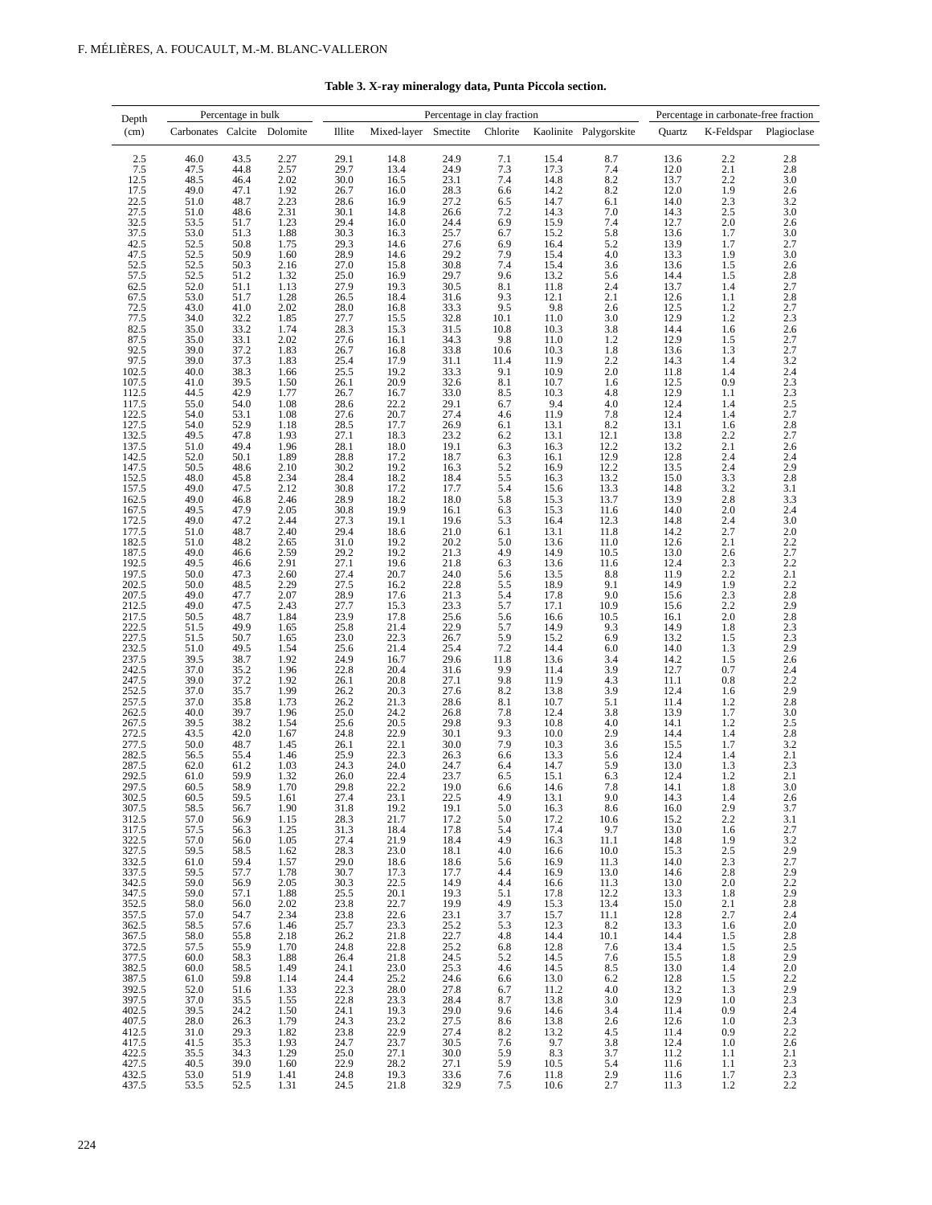**Table 3. X-ray mineralogy data, Punta Piccola section.**

| Depth | Percentage in bulk | | | Percentage in clay fraction | | | | | | Percentage in carbonate-free fraction | | |
|---|---|---|---|---|---|---|---|---|---|---|---|---|
| (cm) | Carbonates | Calcite | Dolomite | Illite | Mixed-layer | Smectite | Chlorite | Kaolinite | Palygorskite | Quartz | K-Feldspar | Plagioclase |
| 2.5 | 46.0 | 43.5 | 2.27 | 29.1 | 14.8 | 24.9 | 7.1 | 15.4 | 8.7 | 13.6 | 2.2 | 2.8 |
| 7.5 | 47.5 | 44.8 | 2.57 | 29.7 | 13.4 | 24.9 | 7.3 | 17.3 | 7.4 | 12.0 | 2.1 | 2.8 |
| 12.5 | 48.5 | 46.4 | 2.02 | 30.0 | 16.5 | 23.1 | 7.4 | 14.8 | 8.2 | 13.7 | 2.2 | 3.0 |
| 17.5 | 49.0 | 47.1 | 1.92 | 26.7 | 16.0 | 28.3 | 6.6 | 14.2 | 8.2 | 12.0 | 1.9 | 2.6 |
| 22.5 | 51.0 | 48.7 | 2.23 | 28.6 | 16.9 | 27.2 | 6.5 | 14.7 | 6.1 | 14.0 | 2.3 | 3.2 |
| 27.5 | 51.0 | 48.6 | 2.31 | 30.1 | 14.8 | 26.6 | 7.2 | 14.3 | 7.0 | 14.3 | 2.5 | 3.0 |
| 32.5 | 53.5 | 51.7 | 1.23 | 29.4 | 16.0 | 24.4 | 6.9 | 15.9 | 7.4 | 12.7 | 2.0 | 2.6 |
| 37.5 | 53.0 | 51.3 | 1.88 | 30.3 | 16.3 | 25.7 | 6.7 | 15.2 | 5.8 | 13.6 | 1.7 | 3.0 |
| 42.5 | 52.5 | 50.8 | 1.75 | 29.3 | 14.6 | 27.6 | 6.9 | 16.4 | 5.2 | 13.9 | 1.7 | 2.7 |
| 47.5 | 52.5 | 50.9 | 1.60 | 28.9 | 14.6 | 29.2 | 7.9 | 15.4 | 4.0 | 13.3 | 1.9 | 3.0 |
| 52.5 | 52.5 | 50.3 | 2.16 | 27.0 | 15.8 | 30.8 | 7.4 | 15.4 | 3.6 | 13.6 | 1.5 | 2.6 |
| 57.5 | 52.5 | 51.2 | 1.32 | 25.0 | 16.9 | 29.7 | 9.6 | 13.2 | 5.6 | 14.4 | 1.5 | 2.8 |
| 62.5 | 52.0 | 51.1 | 1.13 | 27.9 | 19.3 | 30.5 | 8.1 | 11.8 | 2.4 | 13.7 | 1.4 | 2.7 |
| 67.5 | 53.0 | 51.7 | 1.28 | 26.5 | 18.4 | 31.6 | 9.3 | 12.1 | 2.1 | 12.6 | 1.1 | 2.8 |
| 72.5 | 43.0 | 41.0 | 2.02 | 28.0 | 16.8 | 33.3 | 9.5 | 9.8 | 2.6 | 12.5 | 1.2 | 2.7 |
| 77.5 | 34.0 | 32.2 | 1.85 | 27.7 | 15.5 | 32.8 | 10.1 | 11.0 | 3.0 | 12.9 | 1.2 | 2.3 |
| 82.5 | 35.0 | 33.2 | 1.74 | 28.3 | 15.3 | 31.5 | 10.8 | 10.3 | 3.8 | 14.4 | 1.6 | 2.6 |
| 87.5 | 35.0 | 33.1 | 2.02 | 27.6 | 16.1 | 34.3 | 9.8 | 11.0 | 1.2 | 12.9 | 1.5 | 2.7 |
| 92.5 | 39.0 | 37.2 | 1.83 | 26.7 | 16.8 | 33.8 | 10.6 | 10.3 | 1.8 | 13.6 | 1.3 | 2.7 |
| 97.5 | 39.0 | 37.3 | 1.83 | 25.4 | 17.9 | 31.1 | 11.4 | 11.9 | 2.2 | 14.3 | 1.4 | 3.2 |
| 102.5 | 40.0 | 38.3 | 1.66 | 25.5 | 19.2 | 33.3 | 9.1 | 10.9 | 2.0 | 11.8 | 1.4 | 2.4 |
| 107.5 | 41.0 | 39.5 | 1.50 | 26.1 | 20.9 | 32.6 | 8.1 | 10.7 | 1.6 | 12.5 | 0.9 | 2.3 |
| 112.5 | 44.5 | 42.9 | 1.77 | 26.7 | 16.7 | 33.0 | 8.5 | 10.3 | 4.8 | 12.9 | 1.1 | 2.3 |
| 117.5 | 55.0 | 54.0 | 1.08 | 28.6 | 22.2 | 29.1 | 6.7 | 9.4 | 4.0 | 12.4 | 1.4 | 2.5 |
| 122.5 | 54.0 | 53.1 | 1.08 | 27.6 | 20.7 | 27.4 | 4.6 | 11.9 | 7.8 | 12.4 | 1.4 | 2.7 |
| 127.5 | 54.0 | 52.9 | 1.18 | 28.5 | 17.7 | 26.9 | 6.1 | 13.1 | 8.2 | 13.1 | 1.6 | 2.8 |
| 132.5 | 49.5 | 47.8 | 1.93 | 27.1 | 18.3 | 23.2 | 6.2 | 13.1 | 12.1 | 13.8 | 2.2 | 2.7 |
| 137.5 | 51.0 | 49.4 | 1.96 | 28.1 | 18.0 | 19.1 | 6.3 | 16.3 | 12.2 | 13.2 | 2.1 | 2.6 |
| 142.5 | 52.0 | 50.1 | 1.89 | 28.8 | 17.2 | 18.7 | 6.3 | 16.1 | 12.9 | 12.8 | 2.4 | 2.4 |
| 147.5 | 50.5 | 48.6 | 2.10 | 30.2 | 19.2 | 16.3 | 5.2 | 16.9 | 12.2 | 13.5 | 2.4 | 2.9 |
| 152.5 | 48.0 | 45.8 | 2.34 | 28.4 | 18.2 | 18.4 | 5.5 | 16.3 | 13.2 | 15.0 | 3.3 | 2.8 |
| 157.5 | 49.0 | 47.5 | 2.12 | 30.8 | 17.2 | 17.7 | 5.4 | 15.6 | 13.3 | 14.8 | 3.2 | 3.1 |
| 162.5 | 49.0 | 46.8 | 2.46 | 28.9 | 18.2 | 18.0 | 5.8 | 15.3 | 13.7 | 13.9 | 2.8 | 3.3 |
| 167.5 | 49.5 | 47.9 | 2.05 | 30.8 | 19.9 | 16.1 | 6.3 | 15.3 | 11.6 | 14.0 | 2.0 | 2.4 |
| 172.5 | 49.0 | 47.2 | 2.44 | 27.3 | 19.1 | 19.6 | 5.3 | 16.4 | 12.3 | 14.8 | 2.4 | 3.0 |
| 177.5 | 51.0 | 48.7 | 2.40 | 29.4 | 18.6 | 21.0 | 6.1 | 13.1 | 11.8 | 14.2 | 2.7 | 2.0 |
| 182.5 | 51.0 | 48.2 | 2.65 | 31.0 | 19.2 | 20.2 | 5.0 | 13.6 | 11.0 | 12.6 | 2.1 | 2.2 |
| 187.5 | 49.0 | 46.6 | 2.59 | 29.2 | 19.2 | 21.3 | 4.9 | 14.9 | 10.5 | 13.0 | 2.6 | 2.7 |
| 192.5 | 49.5 | 46.6 | 2.91 | 27.1 | 19.6 | 21.8 | 6.3 | 13.6 | 11.6 | 12.4 | 2.3 | 2.2 |
| 197.5 | 50.0 | 47.3 | 2.60 | 27.4 | 20.7 | 24.0 | 5.6 | 13.5 | 8.8 | 11.9 | 2.2 | 2.1 |
| 202.5 | 50.0 | 48.5 | 2.29 | 27.5 | 16.2 | 22.8 | 5.5 | 18.9 | 9.1 | 14.9 | 1.9 | 2.2 |
| 207.5 | 49.0 | 47.7 | 2.07 | 28.9 | 17.6 | 21.3 | 5.4 | 17.8 | 9.0 | 15.6 | 2.3 | 2.8 |
| 212.5 | 49.0 | 47.5 | 2.43 | 27.7 | 15.3 | 23.3 | 5.7 | 17.1 | 10.9 | 15.6 | 2.2 | 2.9 |
| 217.5 | 50.5 | 48.7 | 1.84 | 23.9 | 17.8 | 25.6 | 5.6 | 16.6 | 10.5 | 16.1 | 2.0 | 2.8 |
| 222.5 | 51.5 | 49.9 | 1.65 | 25.8 | 21.4 | 22.9 | 5.7 | 14.9 | 9.3 | 14.9 | 1.8 | 2.3 |
| 227.5 | 51.5 | 50.7 | 1.65 | 23.0 | 22.3 | 26.7 | 5.9 | 15.2 | 6.9 | 13.2 | 1.5 | 2.3 |
| 232.5 | 51.0 | 49.5 | 1.54 | 25.6 | 21.4 | 25.4 | 7.2 | 14.4 | 6.0 | 14.0 | 1.3 | 2.9 |
| 237.5 | 39.5 | 38.7 | 1.92 | 24.9 | 16.7 | 29.6 | 11.8 | 13.6 | 3.4 | 14.2 | 1.5 | 2.6 |
| 242.5 | 37.0 | 35.2 | 1.96 | 22.8 | 20.4 | 31.6 | 9.9 | 11.4 | 3.9 | 12.7 | 0.7 | 2.4 |
| 247.5 | 39.0 | 37.2 | 1.92 | 26.1 | 20.8 | 27.1 | 9.8 | 11.9 | 4.3 | 11.1 | 0.8 | 2.2 |
| 252.5 | 37.0 | 35.7 | 1.99 | 26.2 | 20.3 | 27.6 | 8.2 | 13.8 | 3.9 | 12.4 | 1.6 | 2.9 |
| 257.5 | 37.0 | 35.8 | 1.73 | 26.2 | 21.3 | 28.6 | 8.1 | 10.7 | 5.1 | 11.4 | 1.2 | 2.8 |
| 262.5 | 40.0 | 39.7 | 1.96 | 25.0 | 24.2 | 26.8 | 7.8 | 12.4 | 3.8 | 13.9 | 1.7 | 3.0 |
| 267.5 | 39.5 | 38.2 | 1.54 | 25.6 | 20.5 | 29.8 | 9.3 | 10.8 | 4.0 | 14.1 | 1.2 | 2.5 |
| 272.5 | 43.5 | 42.0 | 1.67 | 24.8 | 22.9 | 30.1 | 9.3 | 10.0 | 2.9 | 14.4 | 1.4 | 2.8 |
| 277.5 | 50.0 | 48.7 | 1.45 | 26.1 | 22.1 | 30.0 | 7.9 | 10.3 | 3.6 | 15.5 | 1.7 | 3.2 |
| 282.5 | 56.5 | 55.4 | 1.46 | 25.9 | 22.3 | 26.3 | 6.6 | 13.3 | 5.6 | 12.4 | 1.4 | 2.1 |
| 287.5 | 62.0 | 61.2 | 1.03 | 24.3 | 24.0 | 24.7 | 6.4 | 14.7 | 5.9 | 13.0 | 1.3 | 2.3 |
| 292.5 | 61.0 | 59.9 | 1.32 | 26.0 | 22.4 | 23.7 | 6.5 | 15.1 | 6.3 | 12.4 | 1.2 | 2.1 |
| 297.5 | 60.5 | 58.9 | 1.70 | 29.8 | 22.2 | 19.0 | 6.6 | 14.6 | 7.8 | 14.1 | 1.8 | 3.0 |
| 302.5 | 60.5 | 59.5 | 1.61 | 27.4 | 23.1 | 22.5 | 4.9 | 13.1 | 9.0 | 14.3 | 1.4 | 2.6 |
| 307.5 | 58.5 | 56.7 | 1.90 | 31.8 | 19.2 | 19.1 | 5.0 | 16.3 | 8.6 | 16.0 | 2.9 | 3.7 |
| 312.5 | 57.0 | 56.9 | 1.15 | 28.3 | 21.7 | 17.2 | 5.0 | 17.2 | 10.6 | 15.2 | 2.2 | 3.1 |
| 317.5 | 57.5 | 56.3 | 1.25 | 31.3 | 18.4 | 17.8 | 5.4 | 17.4 | 9.7 | 13.0 | 1.6 | 2.7 |
| 322.5 | 57.0 | 56.0 | 1.05 | 27.4 | 21.9 | 18.4 | 4.9 | 16.3 | 11.1 | 14.8 | 1.9 | 3.2 |
| 327.5 | 59.5 | 58.5 | 1.62 | 28.3 | 23.0 | 18.1 | 4.0 | 16.6 | 10.0 | 15.3 | 2.5 | 2.9 |
| 332.5 | 61.0 | 59.4 | 1.57 | 29.0 | 18.6 | 18.6 | 5.6 | 16.9 | 11.3 | 14.0 | 2.3 | 2.7 |
| 337.5 | 59.5 | 57.7 | 1.78 | 30.7 | 17.3 | 17.7 | 4.4 | 16.9 | 13.0 | 14.6 | 2.8 | 2.9 |
| 342.5 | 59.0 | 56.9 | 2.05 | 30.3 | 22.5 | 14.9 | 4.4 | 16.6 | 11.3 | 13.0 | 2.0 | 2.2 |
| 347.5 | 59.0 | 57.1 | 1.88 | 25.5 | 20.1 | 19.3 | 5.1 | 17.8 | 12.2 | 13.3 | 1.8 | 2.9 |
| 352.5 | 58.0 | 56.0 | 2.02 | 23.8 | 22.7 | 19.9 | 4.9 | 15.3 | 13.4 | 15.0 | 2.1 | 2.8 |
| 357.5 | 57.0 | 54.7 | 2.34 | 23.8 | 22.6 | 23.1 | 3.7 | 15.7 | 11.1 | 12.8 | 2.7 | 2.4 |
| 362.5 | 58.5 | 57.6 | 1.46 | 25.7 | 23.3 | 25.2 | 5.3 | 12.3 | 8.2 | 13.3 | 1.6 | 2.0 |
| 367.5 | 58.0 | 55.8 | 2.18 | 26.2 | 21.8 | 22.7 | 4.8 | 14.4 | 10.1 | 14.4 | 1.5 | 2.8 |
| 372.5 | 57.5 | 55.9 | 1.70 | 24.8 | 22.8 | 25.2 | 6.8 | 12.8 | 7.6 | 13.4 | 1.5 | 2.5 |
| 377.5 | 60.0 | 58.3 | 1.88 | 26.4 | 21.8 | 24.5 | 5.2 | 14.5 | 7.6 | 15.5 | 1.8 | 2.9 |
| 382.5 | 60.0 | 58.5 | 1.49 | 24.1 | 23.0 | 25.3 | 4.6 | 14.5 | 8.5 | 13.0 | 1.4 | 2.0 |
| 387.5 | 61.0 | 59.8 | 1.14 | 24.4 | 25.2 | 24.6 | 6.6 | 13.0 | 6.2 | 12.8 | 1.5 | 2.2 |
| 392.5 | 52.0 | 51.6 | 1.33 | 22.3 | 28.0 | 27.8 | 6.7 | 11.2 | 4.0 | 13.2 | 1.3 | 2.9 |
| 397.5 | 37.0 | 35.5 | 1.55 | 22.8 | 23.3 | 28.4 | 8.7 | 13.8 | 3.0 | 12.9 | 1.0 | 2.3 |
| 402.5 | 39.5 | 24.2 | 1.50 | 24.1 | 19.3 | 29.0 | 9.6 | 14.6 | 3.4 | 11.4 | 0.9 | 2.4 |
| 407.5 | 28.0 | 26.3 | 1.79 | 24.3 | 23.2 | 27.5 | 8.6 | 13.8 | 2.6 | 12.6 | 1.0 | 2.3 |
| 412.5 | 31.0 | 29.3 | 1.82 | 23.8 | 22.9 | 27.4 | 8.2 | 13.2 | 4.5 | 11.4 | 0.9 | 2.2 |
| 417.5 | 41.5 | 35.3 | 1.93 | 24.7 | 23.7 | 30.5 | 7.6 | 9.7 | 3.8 | 12.4 | 1.0 | 2.6 |
| 422.5 | 35.5 | 34.3 | 1.29 | 25.0 | 27.1 | 30.0 | 5.9 | 8.3 | 3.7 | 11.2 | 1.1 | 2.1 |
| 427.5 | 40.5 | 39.0 | 1.60 | 22.9 | 28.2 | 27.1 | 5.9 | 10.5 | 5.4 | 11.6 | 1.1 | 2.3 |
| 432.5 | 53.0 | 51.9 | 1.41 | 24.8 | 19.3 | 33.6 | 7.6 | 11.8 | 2.9 | 11.6 | 1.7 | 2.3 |
| 437.5 | 53.5 | 52.5 | 1.31 | 24.5 | 21.8 | 32.9 | 7.5 | 10.6 | 2.7 | 11.3 | 1.2 | 2.2 |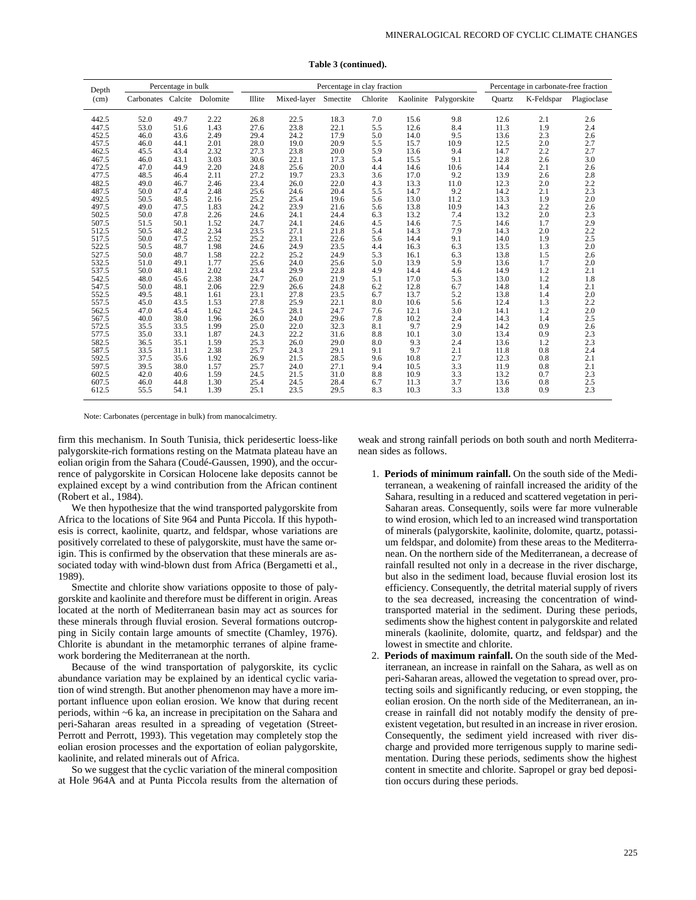**Table 3 (continued).**

| Depth (cm) | Percentage in bulk | | | Percentage in clay fraction | | | | | | Percentage in carbonate-free fraction | | |
|---|---|---|---|---|---|---|---|---|---|---|---|---|
| | Carbonates | Calcite | Dolomite | Illite | Mixed-layer | Smectite | Chlorite | Kaolinite | Palygorskite | Quartz | K-Feldspar | Plagioclase |
| 442.5 | 52.0 | 49.7 | 2.22 | 26.8 | 22.5 | 18.3 | 7.0 | 15.6 | 9.8 | 12.6 | 2.1 | 2.6 |
| 447.5 | 53.0 | 51.6 | 1.43 | 27.6 | 23.8 | 22.1 | 5.5 | 12.6 | 8.4 | 11.3 | 1.9 | 2.4 |
| 452.5 | 46.0 | 43.6 | 2.49 | 29.4 | 24.2 | 17.9 | 5.0 | 14.0 | 9.5 | 13.6 | 2.3 | 2.6 |
| 457.5 | 46.0 | 44.1 | 2.01 | 28.0 | 19.0 | 20.9 | 5.5 | 15.7 | 10.9 | 12.5 | 2.0 | 2.7 |
| 462.5 | 45.5 | 43.4 | 2.32 | 27.3 | 23.8 | 20.0 | 5.9 | 13.6 | 9.4 | 14.7 | 2.2 | 2.7 |
| 467.5 | 46.0 | 43.1 | 3.03 | 30.6 | 22.1 | 17.3 | 5.4 | 15.5 | 9.1 | 12.8 | 2.6 | 3.0 |
| 472.5 | 47.0 | 44.9 | 2.20 | 24.8 | 25.6 | 20.0 | 4.4 | 14.6 | 10.6 | 14.4 | 2.1 | 2.6 |
| 477.5 | 48.5 | 46.4 | 2.11 | 27.2 | 19.7 | 23.3 | 3.6 | 17.0 | 9.2 | 13.9 | 2.6 | 2.8 |
| 482.5 | 49.0 | 46.7 | 2.46 | 23.4 | 26.0 | 22.0 | 4.3 | 13.3 | 11.0 | 12.3 | 2.0 | 2.2 |
| 487.5 | 50.0 | 47.4 | 2.48 | 25.6 | 24.6 | 20.4 | 5.5 | 14.7 | 9.2 | 14.2 | 2.1 | 2.3 |
| 492.5 | 50.5 | 48.5 | 2.16 | 25.2 | 25.4 | 19.6 | 5.6 | 13.0 | 11.2 | 13.3 | 1.9 | 2.0 |
| 497.5 | 49.0 | 47.5 | 1.83 | 24.2 | 23.9 | 21.6 | 5.6 | 13.8 | 10.9 | 14.3 | 2.2 | 2.6 |
| 502.5 | 50.0 | 47.8 | 2.26 | 24.6 | 24.1 | 24.4 | 6.3 | 13.2 | 7.4 | 13.2 | 2.0 | 2.3 |
| 507.5 | 51.5 | 50.1 | 1.52 | 24.7 | 24.1 | 24.6 | 4.5 | 14.6 | 7.5 | 14.6 | 1.7 | 2.9 |
| 512.5 | 50.5 | 48.2 | 2.34 | 23.5 | 27.1 | 21.8 | 5.4 | 14.3 | 7.9 | 14.3 | 2.0 | 2.2 |
| 517.5 | 50.0 | 47.5 | 2.52 | 25.2 | 23.1 | 22.6 | 5.6 | 14.4 | 9.1 | 14.0 | 1.9 | 2.5 |
| 522.5 | 50.5 | 48.7 | 1.98 | 24.6 | 24.9 | 23.5 | 4.4 | 16.3 | 6.3 | 13.5 | 1.3 | 2.0 |
| 527.5 | 50.0 | 48.7 | 1.58 | 22.2 | 25.2 | 24.9 | 5.3 | 16.1 | 6.3 | 13.8 | 1.5 | 2.6 |
| 532.5 | 51.0 | 49.1 | 1.77 | 25.6 | 24.0 | 25.6 | 5.0 | 13.9 | 5.9 | 13.6 | 1.7 | 2.0 |
| 537.5 | 50.0 | 48.1 | 2.02 | 23.4 | 29.9 | 22.8 | 4.9 | 14.4 | 4.6 | 14.9 | 1.2 | 2.1 |
| 542.5 | 48.0 | 45.6 | 2.38 | 24.7 | 26.0 | 21.9 | 5.1 | 17.0 | 5.3 | 13.0 | 1.2 | 1.8 |
| 547.5 | 50.0 | 48.1 | 2.06 | 22.9 | 26.6 | 24.8 | 6.2 | 12.8 | 6.7 | 14.8 | 1.4 | 2.1 |
| 552.5 | 49.5 | 48.1 | 1.61 | 23.1 | 27.8 | 23.5 | 6.7 | 13.7 | 5.2 | 13.8 | 1.4 | 2.0 |
| 557.5 | 45.0 | 43.5 | 1.53 | 27.8 | 25.9 | 22.1 | 8.0 | 10.6 | 5.6 | 12.4 | 1.3 | 2.2 |
| 562.5 | 47.0 | 45.4 | 1.62 | 24.5 | 28.1 | 24.7 | 7.6 | 12.1 | 3.0 | 14.1 | 1.2 | 2.0 |
| 567.5 | 40.0 | 38.0 | 1.96 | 26.0 | 24.0 | 29.6 | 7.8 | 10.2 | 2.4 | 14.3 | 1.4 | 2.5 |
| 572.5 | 35.5 | 33.5 | 1.99 | 25.0 | 22.0 | 32.3 | 8.1 | 9.7 | 2.9 | 14.2 | 0.9 | 2.6 |
| 577.5 | 35.0 | 33.1 | 1.87 | 24.3 | 22.2 | 31.6 | 8.8 | 10.1 | 3.0 | 13.4 | 0.9 | 2.3 |
| 582.5 | 36.5 | 35.1 | 1.59 | 25.3 | 26.0 | 29.0 | 8.0 | 9.3 | 2.4 | 13.6 | 1.2 | 2.3 |
| 587.5 | 33.5 | 31.1 | 2.38 | 25.7 | 24.3 | 29.1 | 9.1 | 9.7 | 2.1 | 11.8 | 0.8 | 2.4 |
| 592.5 | 37.5 | 35.6 | 1.92 | 26.9 | 21.5 | 28.5 | 9.6 | 10.8 | 2.7 | 12.3 | 0.8 | 2.1 |
| 597.5 | 39.5 | 38.0 | 1.57 | 25.7 | 24.0 | 27.1 | 9.4 | 10.5 | 3.3 | 11.9 | 0.8 | 2.1 |
| 602.5 | 42.0 | 40.6 | 1.59 | 24.5 | 21.5 | 31.0 | 8.8 | 10.9 | 3.3 | 13.2 | 0.7 | 2.3 |
| 607.5 | 46.0 | 44.8 | 1.30 | 25.4 | 24.5 | 28.4 | 6.7 | 11.3 | 3.7 | 13.6 | 0.8 | 2.5 |
| 612.5 | 55.5 | 54.1 | 1.39 | 25.1 | 23.5 | 29.5 | 8.3 | 10.3 | 3.3 | 13.8 | 0.9 | 2.3 |

Note: Carbonates (percentage in bulk) from manocalcimetry.

firm this mechanism. In South Tunisia, thick peridesertic loess-like palygorskite-rich formations resting on the Matmata plateau have an eolian origin from the Sahara (Coudé-Gaussen, 1990), and the occurrence of palygorskite in Corsican Holocene lake deposits cannot be explained except by a wind contribution from the African continent (Robert et al., 1984).

We then hypothesize that the wind transported palygorskite from Africa to the locations of Site 964 and Punta Piccola. If this hypothesis is correct, kaolinite, quartz, and feldspar, whose variations are positively correlated to these of palygorskite, must have the same origin. This is confirmed by the observation that these minerals are associated today with wind-blown dust from Africa (Bergametti et al., 1989).

Smectite and chlorite show variations opposite to those of palygorskite and kaolinite and therefore must be different in origin. Areas located at the north of Mediterranean basin may act as sources for these minerals through fluvial erosion. Several formations outcropping in Sicily contain large amounts of smectite (Chamley, 1976). Chlorite is abundant in the metamorphic terranes of alpine framework bordering the Mediterranean at the north.

Because of the wind transportation of palygorskite, its cyclic abundance variation may be explained by an identical cyclic variation of wind strength. But another phenomenon may have a more important influence upon eolian erosion. We know that during recent periods, within ~6 ka, an increase in precipitation on the Sahara and peri-Saharan areas resulted in a spreading of vegetation (Street-Perrott and Perrott, 1993). This vegetation may completely stop the eolian erosion processes and the exportation of eolian palygorskite, kaolinite, and related minerals out of Africa.

So we suggest that the cyclic variation of the mineral composition at Hole 964A and at Punta Piccola results from the alternation of weak and strong rainfall periods on both south and north Mediterranean sides as follows.

1. **Periods of minimum rainfall.** On the south side of the Mediterranean, a weakening of rainfall increased the aridity of the Sahara, resulting in a reduced and scattered vegetation in peri-Saharan areas. Consequently, soils were far more vulnerable to wind erosion, which led to an increased wind transportation of minerals (palygorskite, kaolinite, dolomite, quartz, potassium feldspar, and dolomite) from these areas to the Mediterranean. On the northern side of the Mediterranean, a decrease of rainfall resulted not only in a decrease in the river discharge, but also in the sediment load, because fluvial erosion lost its efficiency. Consequently, the detrital material supply of rivers to the sea decreased, increasing the concentration of wind-transported material in the sediment. During these periods, sediments show the highest content in palygorskite and related minerals (kaolinite, dolomite, quartz, and feldspar) and the lowest in smectite and chlorite.
2. **Periods of maximum rainfall.** On the south side of the Mediterranean, an increase in rainfall on the Sahara, as well as on peri-Saharan areas, allowed the vegetation to spread over, protecting soils and significantly reducing, or even stopping, the eolian erosion. On the north side of the Mediterranean, an increase in rainfall did not notably modify the density of preexistent vegetation, but resulted in an increase in river erosion. Consequently, the sediment yield increased with river discharge and provided more terrigenous supply to marine sedimentation. During these periods, sediments show the highest content in smectite and chlorite. Sapropel or gray bed deposition occurs during these periods.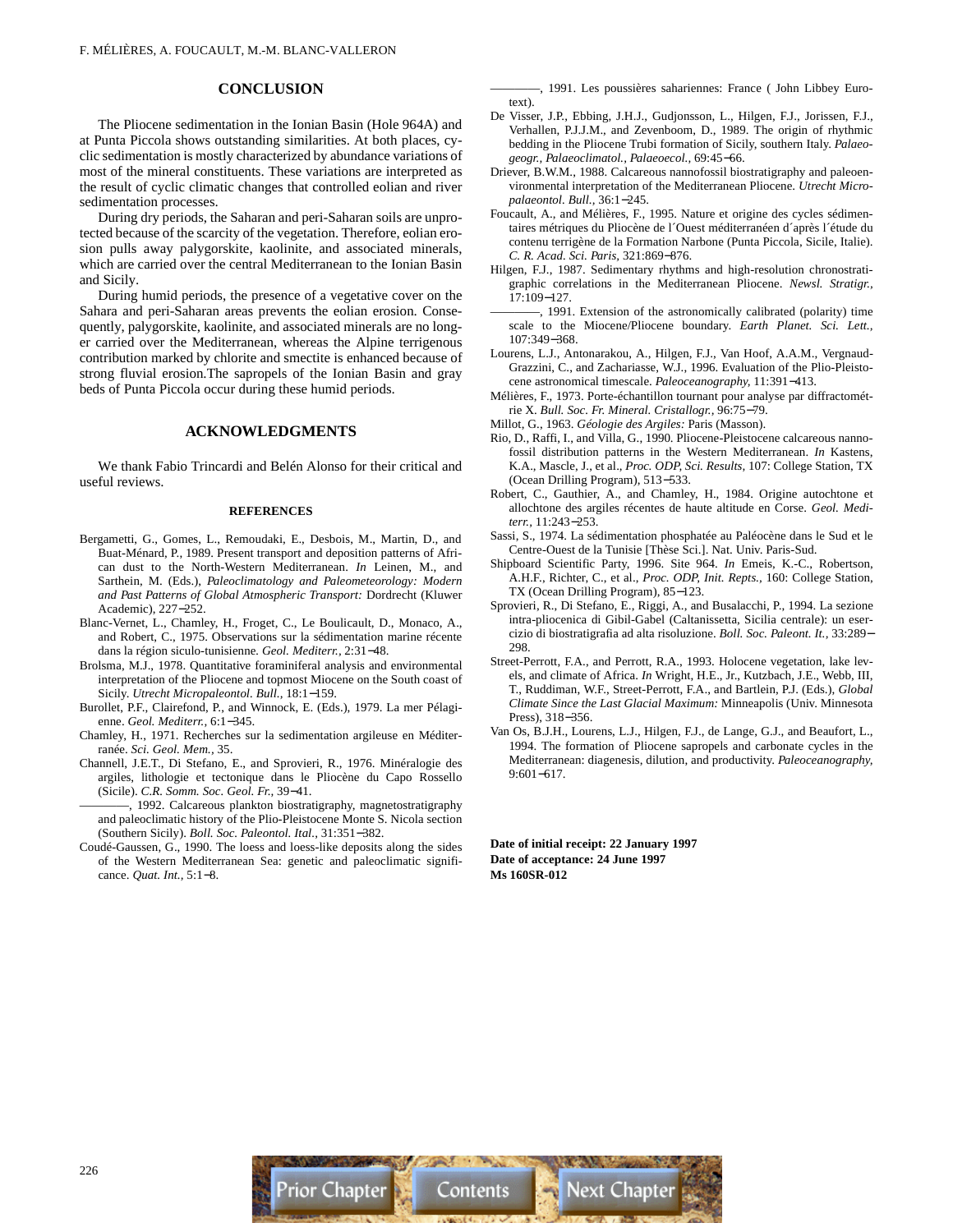## CONCLUSION

The Pliocene sedimentation in the Ionian Basin (Hole 964A) and at Punta Piccola shows outstanding similarities. At both places, cyclic sedimentation is mostly characterized by abundance variations of most of the mineral constituents. These variations are interpreted as the result of cyclic climatic changes that controlled eolian and river sedimentation processes.

During dry periods, the Saharan and peri-Saharan soils are unprotected because of the scarcity of the vegetation. Therefore, eolian erosion pulls away palygorskite, kaolinite, and associated minerals, which are carried over the central Mediterranean to the Ionian Basin and Sicily.

During humid periods, the presence of a vegetative cover on the Sahara and peri-Saharan areas prevents the eolian erosion. Consequently, palygorskite, kaolinite, and associated minerals are no longer carried over the Mediterranean, whereas the Alpine terrigenous contribution marked by chlorite and smectite is enhanced because of strong fluvial erosion.The sapropels of the Ionian Basin and gray beds of Punta Piccola occur during these humid periods.

## ACKNOWLEDGMENTS

We thank Fabio Trincardi and Belén Alonso for their critical and useful reviews.

### REFERENCES

Bergametti, G., Gomes, L., Remoudaki, E., Desbois, M., Martin, D., and Buat-Ménard, P., 1989. Present transport and deposition patterns of African dust to the North-Western Mediterranean. *In* Leinen, M., and Sarthein, M. (Eds.), *Paleoclimatology and Paleometeorology: Modern and Past Patterns of Global Atmospheric Transport:* Dordrecht (Kluwer Academic), 227−252.

Blanc-Vernet, L., Chamley, H., Froget, C., Le Boulicault, D., Monaco, A., and Robert, C., 1975. Observations sur la sédimentation marine récente dans la région siculo-tunisienne. *Geol. Mediterr.,* 2:31−48.

Brolsma, M.J., 1978. Quantitative foraminiferal analysis and environmental interpretation of the Pliocene and topmost Miocene on the South coast of Sicily. *Utrecht Micropaleontol. Bull.,* 18:1−159.

Burollet, P.F., Clairefond, P., and Winnock, E. (Eds.), 1979. La mer Pélagienne. *Geol. Mediterr.,* 6:1−345.

Chamley, H., 1971. Recherches sur la sedimentation argileuse en Méditerranée. *Sci. Geol. Mem.,* 35.

Channell, J.E.T., Di Stefano, E., and Sprovieri, R., 1976. Minéralogie des argiles, lithologie et tectonique dans le Pliocène du Capo Rossello (Sicile). *C.R. Somm. Soc. Geol. Fr.,* 39−41.

————, 1992. Calcareous plankton biostratigraphy, magnetostratigraphy and paleoclimatic history of the Plio-Pleistocene Monte S. Nicola section (Southern Sicily). *Boll. Soc. Paleontol. Ital.,* 31:351−382.

Coudé-Gaussen, G., 1990. The loess and loess-like deposits along the sides of the Western Mediterranean Sea: genetic and paleoclimatic significance. *Quat. Int.,* 5:1−8.

————, 1991. Les poussières sahariennes: France ( John Libbey Eurotext).

De Visser, J.P., Ebbing, J.H.J., Gudjonsson, L., Hilgen, F.J., Jorissen, F.J., Verhallen, P.J.J.M., and Zevenboom, D., 1989. The origin of rhythmic bedding in the Pliocene Trubi formation of Sicily, southern Italy. *Palaeogeogr., Palaeoclimatol., Palaeoecol.,* 69:45−66.

Driever, B.W.M., 1988. Calcareous nannofossil biostratigraphy and paleoenvironmental interpretation of the Mediterranean Pliocene. *Utrecht Micropalaeontol. Bull.,* 36:1−245.

Foucault, A., and Mélières, F., 1995. Nature et origine des cycles sédimentaires métriques du Pliocène de l´Ouest méditerranéen d´après l´étude du contenu terrigène de la Formation Narbone (Punta Piccola, Sicile, Italie). *C. R. Acad. Sci. Paris,* 321:869−876.

Hilgen, F.J., 1987. Sedimentary rhythms and high-resolution chronostratigraphic correlations in the Mediterranean Pliocene. *Newsl. Stratigr.,* 17:109−127.

————, 1991. Extension of the astronomically calibrated (polarity) time scale to the Miocene/Pliocene boundary. *Earth Planet. Sci. Lett.,* 107:349−368.

Lourens, L.J., Antonarakou, A., Hilgen, F.J., Van Hoof, A.A.M., Vergnaud-Grazzini, C., and Zachariasse, W.J., 1996. Evaluation of the Plio-Pleistocene astronomical timescale. *Paleoceanography,* 11:391−413.

Mélières, F., 1973. Porte-échantillon tournant pour analyse par diffractométrie X. *Bull. Soc. Fr. Mineral. Cristallogr.,* 96:75−79.

Millot, G., 1963. *Géologie des Argiles:* Paris (Masson).

Rio, D., Raffi, I., and Villa, G., 1990. Pliocene-Pleistocene calcareous nannofossil distribution patterns in the Western Mediterranean. *In* Kastens, K.A., Mascle, J., et al., *Proc. ODP, Sci. Results,* 107: College Station, TX (Ocean Drilling Program), 513−533.

Robert, C., Gauthier, A., and Chamley, H., 1984. Origine autochtone et allochtone des argiles récentes de haute altitude en Corse. *Geol. Mediterr.,* 11:243−253.

Sassi, S., 1974. La sédimentation phosphatée au Paléocène dans le Sud et le Centre-Ouest de la Tunisie [Thèse Sci.]. Nat. Univ. Paris-Sud.

Shipboard Scientific Party, 1996. Site 964. *In* Emeis, K.-C., Robertson, A.H.F., Richter, C., et al., *Proc. ODP, Init. Repts.,* 160: College Station, TX (Ocean Drilling Program), 85−123.

Sprovieri, R., Di Stefano, E., Riggi, A., and Busalacchi, P., 1994. La sezione intra-pliocenica di Gibil-Gabel (Caltanissetta, Sicilia centrale): un esercizio di biostratigrafia ad alta risoluzione. *Boll. Soc. Paleont. It.,* 33:289−298.

Street-Perrott, F.A., and Perrott, R.A., 1993. Holocene vegetation, lake levels, and climate of Africa. *In* Wright, H.E., Jr., Kutzbach, J.E., Webb, III, T., Ruddiman, W.F., Street-Perrott, F.A., and Bartlein, P.J. (Eds.), *Global Climate Since the Last Glacial Maximum:* Minneapolis (Univ. Minnesota Press), 318−356.

Van Os, B.J.H., Lourens, L.J., Hilgen, F.J., de Lange, G.J., and Beaufort, L., 1994. The formation of Pliocene sapropels and carbonate cycles in the Mediterranean: diagenesis, dilution, and productivity. *Paleoceanography,* 9:601−617.

**Date of initial receipt: 22 January 1997**
**Date of acceptance: 24 June 1997**
**Ms 160SR-012**